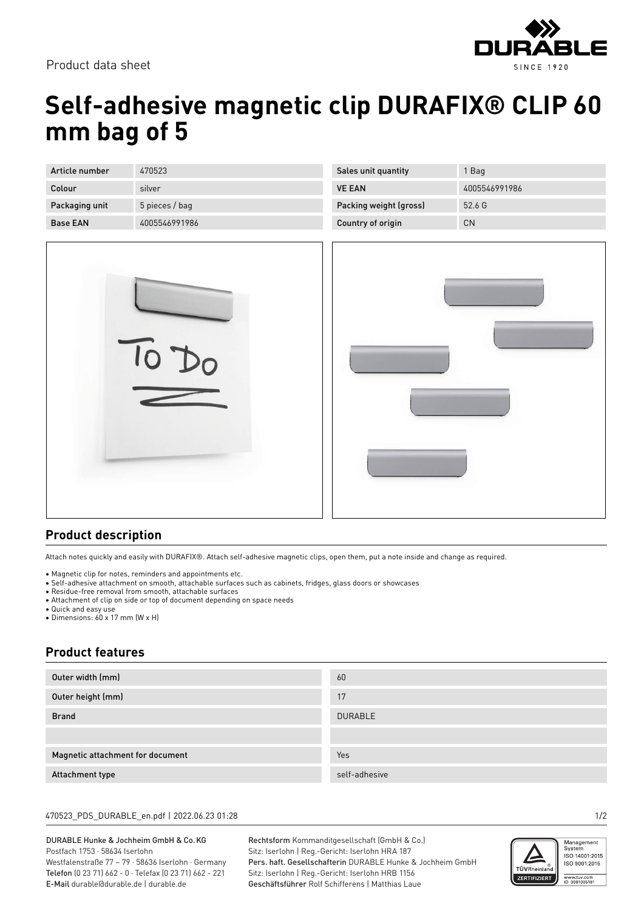Product data sheet

# Self-adhesive magnetic clip DURAFIX® CLIP 60 mm bag of 5

| Article number | 470523 |
| --- | --- |
| Colour | silver |
| Packaging unit | 5 pieces / bag |
| Base EAN | 4005546991986 |

| Sales unit quantity | 1 Bag |
| --- | --- |
| VE EAN | 4005546991986 |
| Packing weight (gross) | 52.6 G |
| Country of origin | CN |

## Product description

Attach notes quickly and easily with DURAFIX®. Attach self-adhesive magnetic clips, open them, put a note inside and change as required.

- Magnetic clip for notes, reminders and appointments etc.
- Self-adhesive attachment on smooth, attachable surfaces such as cabinets, fridges, glass doors or showcases
- Residue-free removal from smooth, attachable surfaces
- Attachment of clip on side or top of document depending on space needs
- Quick and easy use
- Dimensions: 60 x 17 mm (W x H)

## Product features

| Outer width (mm) | 60 |
| --- | --- |
| Outer height (mm) | 17 |
| Brand | DURABLE |
| | |
| Magnetic attachment for document | Yes |
| Attachment type | self-adhesive |

470523_PDS_DURABLE_en.pdf | 2022.06.23 01:28

DURABLE Hunke & Jochheim GmbH & Co. KG
Postfach 1753 · 58634 Iserlohn
Westfalenstraße 77 – 79 · 58636 Iserlohn · Germany
Telefon (0 23 71) 662 - 0 · Telefax (0 23 71) 662 - 221
E-Mail durable@durable.de | durable.de

Rechtsform Kommanditgesellschaft (GmbH & Co.)
Sitz: Iserlohn | Reg.-Gericht: Iserlohn HRA 187
Pers. haft. Gesellschafterin DURABLE Hunke & Jochheim GmbH
Sitz: Iserlohn | Reg.-Gericht: Iserlohn HRB 1156
Geschäftsführer Rolf Schifferens | Matthias Laue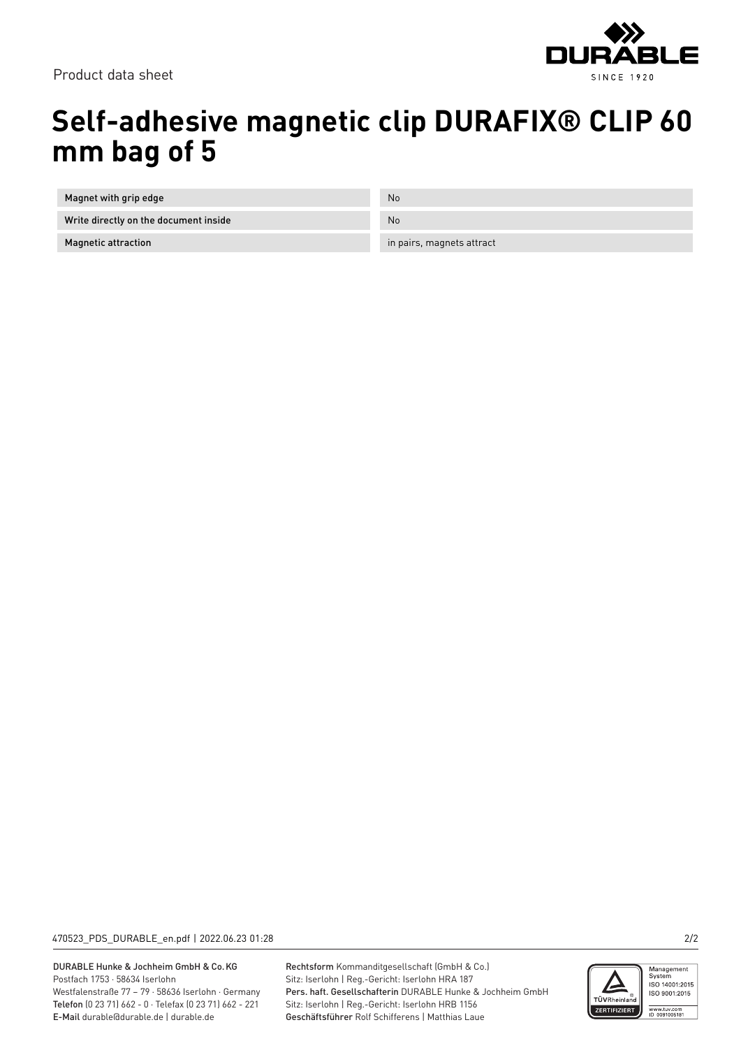# Self-adhesive magnetic clip DURAFIX® CLIP 60 mm bag of 5

| | |
|---|---|
| Magnet with grip edge | No |
| Write directly on the document inside | No |
| Magnetic attraction | in pairs, magnets attract |

DURABLE Hunke & Jochheim GmbH & Co. KG
Postfach 1753 · 58634 Iserlohn
Westfalenstraße 77 – 79 · 58636 Iserlohn · Germany
Telefon (0 23 71) 662 - 0 · Telefax (0 23 71) 662 - 221
E-Mail durable@durable.de | durable.de

Rechtsform Kommanditgesellschaft (GmbH & Co.)
Sitz: Iserlohn | Reg.-Gericht: Iserlohn HRA 187
Pers. haft. Gesellschafterin DURABLE Hunke & Jochheim GmbH
Sitz: Iserlohn | Reg.-Gericht: Iserlohn HRB 1156
Geschäftsführer Rolf Schifferens | Matthias Laue